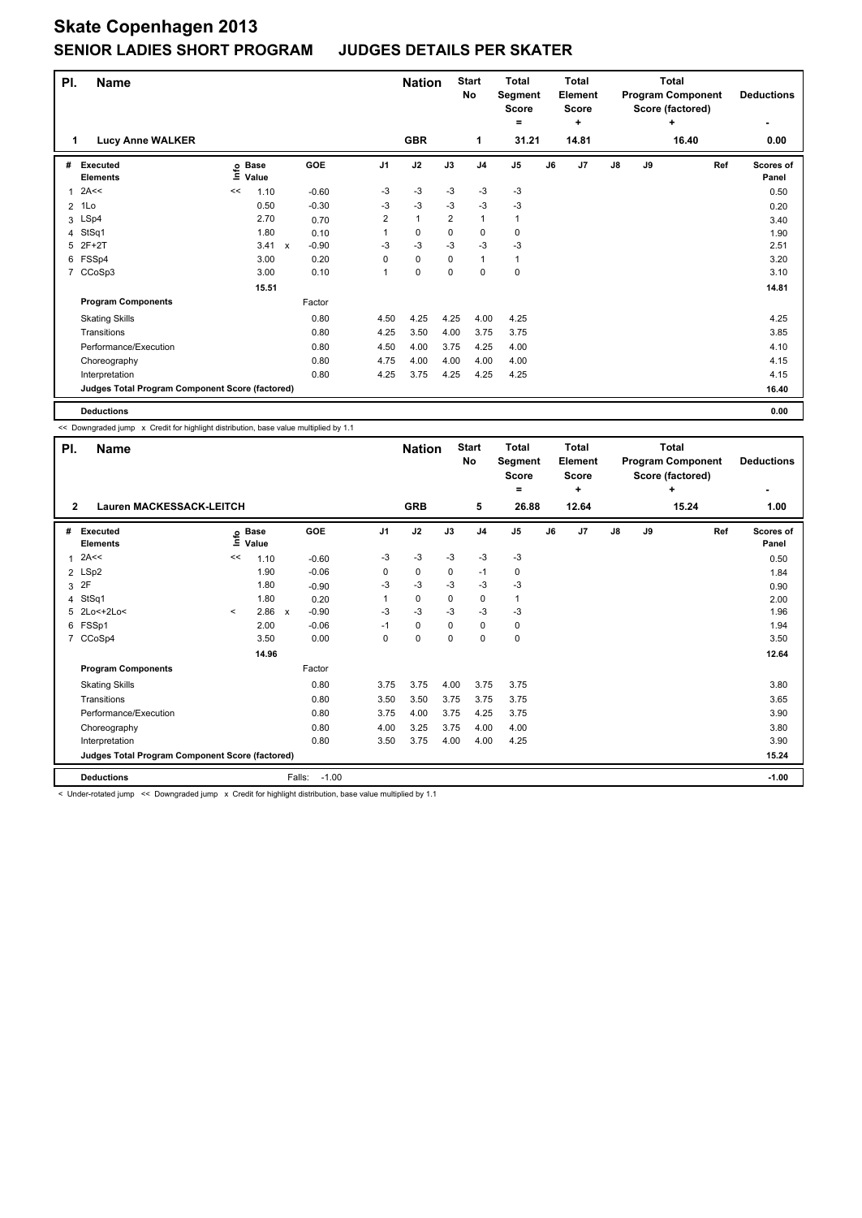# Skate Copenhagen 2013

## SENIOR LADIES SHORT PROGRAM JUDGES DETAILS PER SKATER

| Pl. | Name | Nation | Start No | Total Segment Score = | Total Element Score + | Total Program Component Score (factored) + | Deductions - |
|---|---|---|---|---|---|---|---|
| 1 | Lucy Anne WALKER | GBR | 1 | 31.21 | 14.81 | 16.40 | 0.00 |

| # | Executed Elements | Info | Base Value | | GOE | J1 | J2 | J3 | J4 | J5 | J6 | J7 | J8 | J9 | Ref | Scores of Panel |
|---|---|---|---|---|---|---|---|---|---|---|---|---|---|---|---|---|
| 1 | 2A<< | << | 1.10 | | -0.60 | -3 | -3 | -3 | -3 | -3 | | | | | | 0.50 |
| 2 | 1Lo | | 0.50 | | -0.30 | -3 | -3 | -3 | -3 | -3 | | | | | | 0.20 |
| 3 | LSp4 | | 2.70 | | 0.70 | 2 | 1 | 2 | 1 | 1 | | | | | | 3.40 |
| 4 | StSq1 | | 1.80 | | 0.10 | 1 | 0 | 0 | 0 | 0 | | | | | | 1.90 |
| 5 | 2F+2T | | 3.41 | x | -0.90 | -3 | -3 | -3 | -3 | -3 | | | | | | 2.51 |
| 6 | FSSp4 | | 3.00 | | 0.20 | 0 | 0 | 0 | 1 | 1 | | | | | | 3.20 |
| 7 | CCoSp3 | | 3.00 | | 0.10 | 1 | 0 | 0 | 0 | 0 | | | | | | 3.10 |
| | | | 15.51 | | | | | | | | | | | | | 14.81 |
| | **Program Components** | | | | Factor | | | | | | | | | | | |
| | Skating Skills | | | | 0.80 | 4.50 | 4.25 | 4.25 | 4.00 | 4.25 | | | | | | 4.25 |
| | Transitions | | | | 0.80 | 4.25 | 3.50 | 4.00 | 3.75 | 3.75 | | | | | | 3.85 |
| | Performance/Execution | | | | 0.80 | 4.50 | 4.00 | 3.75 | 4.25 | 4.00 | | | | | | 4.10 |
| | Choreography | | | | 0.80 | 4.75 | 4.00 | 4.00 | 4.00 | 4.00 | | | | | | 4.15 |
| | Interpretation | | | | 0.80 | 4.25 | 3.75 | 4.25 | 4.25 | 4.25 | | | | | | 4.15 |
| | **Judges Total Program Component Score (factored)** | | | | | | | | | | | | | | | 16.40 |
| | **Deductions** | | | | | | | | | | | | | | | 0.00 |

<< Downgraded jump x Credit for highlight distribution, base value multiplied by 1.1

| Pl. | Name | Nation | Start No | Total Segment Score = | Total Element Score + | Total Program Component Score (factored) + | Deductions - |
|---|---|---|---|---|---|---|---|
| 2 | Lauren MACKESSACK-LEITCH | GRB | 5 | 26.88 | 12.64 | 15.24 | 1.00 |

| # | Executed Elements | Info | Base Value | | GOE | J1 | J2 | J3 | J4 | J5 | J6 | J7 | J8 | J9 | Ref | Scores of Panel |
|---|---|---|---|---|---|---|---|---|---|---|---|---|---|---|---|---|
| 1 | 2A<< | << | 1.10 | | -0.60 | -3 | -3 | -3 | -3 | -3 | | | | | | 0.50 |
| 2 | LSp2 | | 1.90 | | -0.06 | 0 | 0 | 0 | -1 | 0 | | | | | | 1.84 |
| 3 | 2F | | 1.80 | | -0.90 | -3 | -3 | -3 | -3 | -3 | | | | | | 0.90 |
| 4 | StSq1 | | 1.80 | | 0.20 | 1 | 0 | 0 | 0 | 1 | | | | | | 2.00 |
| 5 | 2Lo<+2Lo< | < | 2.86 | x | -0.90 | -3 | -3 | -3 | -3 | -3 | | | | | | 1.96 |
| 6 | FSSp1 | | 2.00 | | -0.06 | -1 | 0 | 0 | 0 | 0 | | | | | | 1.94 |
| 7 | CCoSp4 | | 3.50 | | 0.00 | 0 | 0 | 0 | 0 | 0 | | | | | | 3.50 |
| | | | 14.96 | | | | | | | | | | | | | 12.64 |
| | **Program Components** | | | | Factor | | | | | | | | | | | |
| | Skating Skills | | | | 0.80 | 3.75 | 3.75 | 4.00 | 3.75 | 3.75 | | | | | | 3.80 |
| | Transitions | | | | 0.80 | 3.50 | 3.50 | 3.75 | 3.75 | 3.75 | | | | | | 3.65 |
| | Performance/Execution | | | | 0.80 | 3.75 | 4.00 | 3.75 | 4.25 | 3.75 | | | | | | 3.90 |
| | Choreography | | | | 0.80 | 4.00 | 3.25 | 3.75 | 4.00 | 4.00 | | | | | | 3.80 |
| | Interpretation | | | | 0.80 | 3.50 | 3.75 | 4.00 | 4.00 | 4.25 | | | | | | 3.90 |
| | **Judges Total Program Component Score (factored)** | | | | | | | | | | | | | | | 15.24 |
| | **Deductions** | | | | Falls: -1.00 | | | | | | | | | | | -1.00 |

< Under-rotated jump << Downgraded jump x Credit for highlight distribution, base value multiplied by 1.1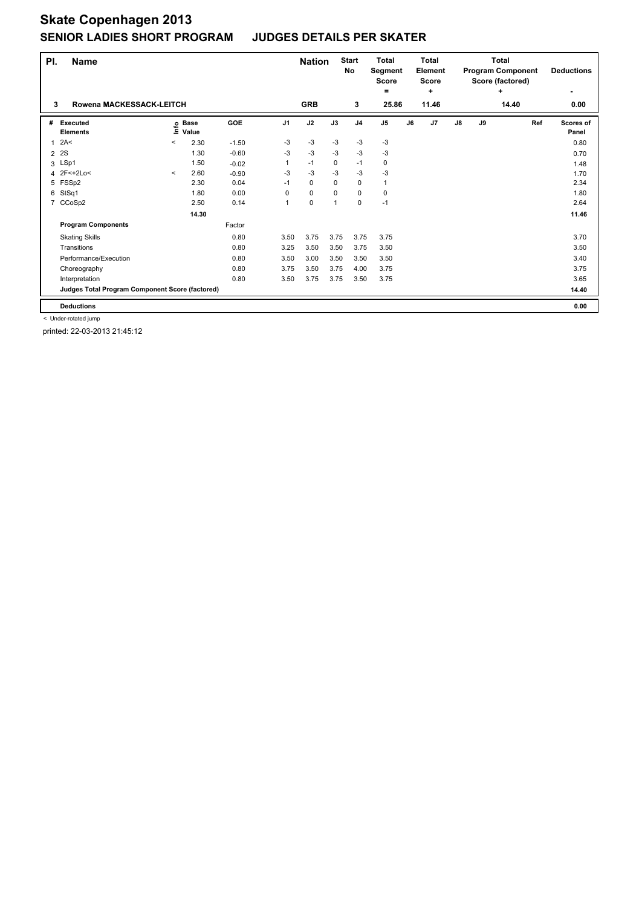# Skate Copenhagen 2013

## SENIOR LADIES SHORT PROGRAM JUDGES DETAILS PER SKATER

| Pl. | Name | Nation | Start No | Total Segment Score = | Total Element Score + | Total Program Component Score (factored) + | Deductions - |
|---|---|---|---|---|---|---|---|
| 3 | Rowena MACKESSACK-LEITCH | GRB | 3 | 25.86 | 11.46 | 14.40 | 0.00 |

| # | Executed Elements | Info | Base Value | GOE | J1 | J2 | J3 | J4 | J5 | J6 | J7 | J8 | J9 | Ref | Scores of Panel |
|---|---|---|---|---|---|---|---|---|---|---|---|---|---|---|---|
| 1 | 2A< | < | 2.30 | -1.50 | -3 | -3 | -3 | -3 | -3 | | | | | | 0.80 |
| 2 | 2S | | 1.30 | -0.60 | -3 | -3 | -3 | -3 | -3 | | | | | | 0.70 |
| 3 | LSp1 | | 1.50 | -0.02 | 1 | -1 | 0 | -1 | 0 | | | | | | 1.48 |
| 4 | 2F<+2Lo< | < | 2.60 | -0.90 | -3 | -3 | -3 | -3 | -3 | | | | | | 1.70 |
| 5 | FSSp2 | | 2.30 | 0.04 | -1 | 0 | 0 | 0 | 1 | | | | | | 2.34 |
| 6 | StSq1 | | 1.80 | 0.00 | 0 | 0 | 0 | 0 | 0 | | | | | | 1.80 |
| 7 | CCoSp2 | | 2.50 | 0.14 | 1 | 0 | 1 | 0 | -1 | | | | | | 2.64 |
| | | | 14.30 | | | | | | | | | | | | 11.46 |
| | **Program Components** | | | Factor | | | | | | | | | | | |
| | Skating Skills | | | 0.80 | 3.50 | 3.75 | 3.75 | 3.75 | 3.75 | | | | | | 3.70 |
| | Transitions | | | 0.80 | 3.25 | 3.50 | 3.50 | 3.75 | 3.50 | | | | | | 3.50 |
| | Performance/Execution | | | 0.80 | 3.50 | 3.00 | 3.50 | 3.50 | 3.50 | | | | | | 3.40 |
| | Choreography | | | 0.80 | 3.75 | 3.50 | 3.75 | 4.00 | 3.75 | | | | | | 3.75 |
| | Interpretation | | | 0.80 | 3.50 | 3.75 | 3.75 | 3.50 | 3.75 | | | | | | 3.65 |
| | **Judges Total Program Component Score (factored)** | | | | | | | | | | | | | | 14.40 |
| | **Deductions** | | | | | | | | | | | | | | 0.00 |

< Under-rotated jump

printed: 22-03-2013 21:45:12